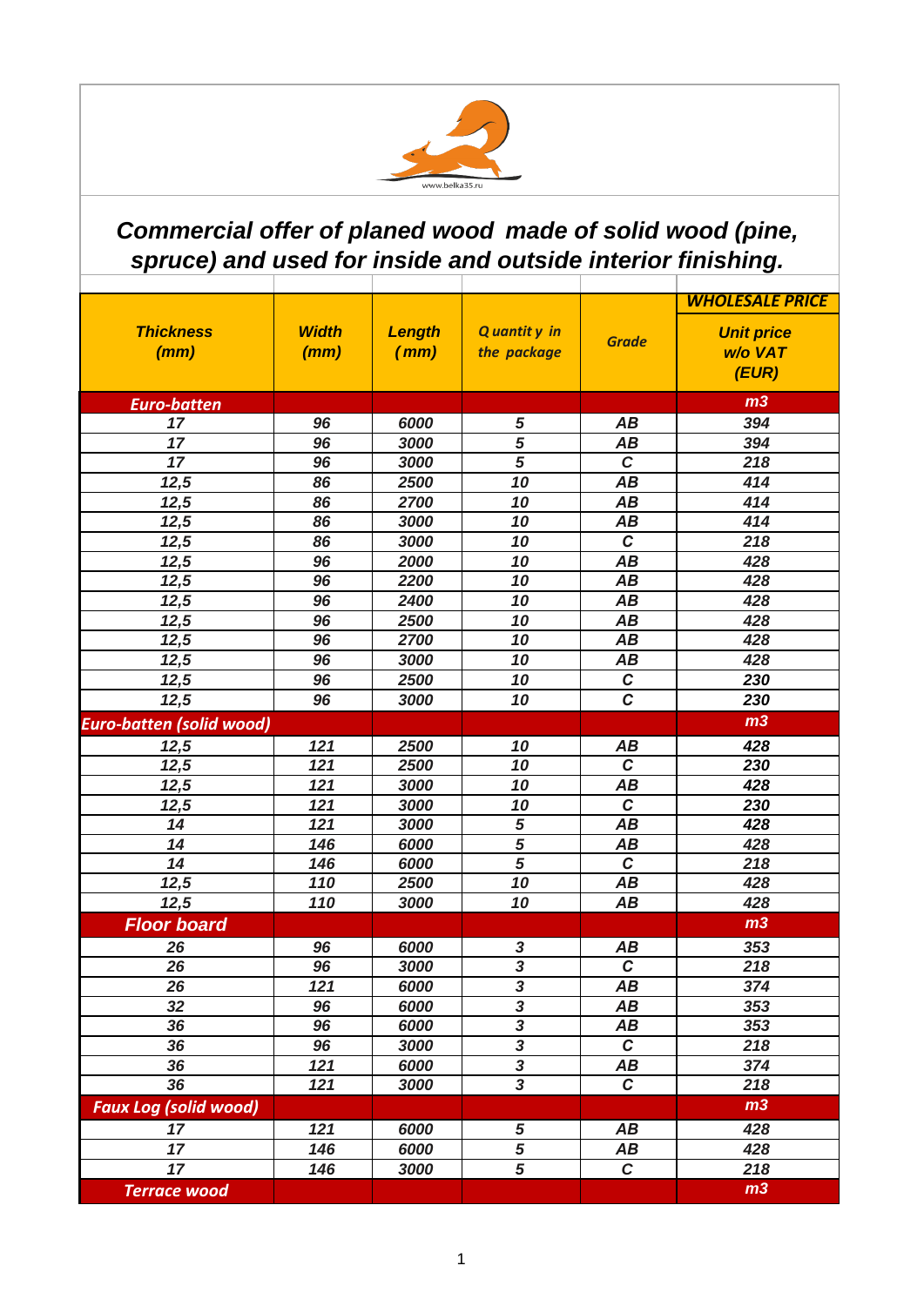www.belka35.ru

# Commercial offer of planed wood made of solid wood (pine, spruce) and used for inside and outside interior finishing.

| Thickness (mm) | Width (mm) | Length (mm) | Quantity in the package | Grade | WHOLESALE PRICE Unit price w/o VAT (EUR) |
|---|---|---|---|---|---|
| **Euro-batten** | | | | | **m3** |
| 17 | 96 | 6000 | 5 | AB | 394 |
| 17 | 96 | 3000 | 5 | AB | 394 |
| 17 | 96 | 3000 | 5 | C | 218 |
| 12,5 | 86 | 2500 | 10 | AB | 414 |
| 12,5 | 86 | 2700 | 10 | AB | 414 |
| 12,5 | 86 | 3000 | 10 | AB | 414 |
| 12,5 | 86 | 3000 | 10 | C | 218 |
| 12,5 | 96 | 2000 | 10 | AB | 428 |
| 12,5 | 96 | 2200 | 10 | AB | 428 |
| 12,5 | 96 | 2400 | 10 | AB | 428 |
| 12,5 | 96 | 2500 | 10 | AB | 428 |
| 12,5 | 96 | 2700 | 10 | AB | 428 |
| 12,5 | 96 | 3000 | 10 | AB | 428 |
| 12,5 | 96 | 2500 | 10 | C | 230 |
| 12,5 | 96 | 3000 | 10 | C | 230 |
| **Euro-batten (solid wood)** | | | | | **m3** |
| 12,5 | 121 | 2500 | 10 | AB | 428 |
| 12,5 | 121 | 2500 | 10 | C | 230 |
| 12,5 | 121 | 3000 | 10 | AB | 428 |
| 12,5 | 121 | 3000 | 10 | C | 230 |
| 14 | 121 | 3000 | 5 | AB | 428 |
| 14 | 146 | 6000 | 5 | AB | 428 |
| 14 | 146 | 6000 | 5 | C | 218 |
| 12,5 | 110 | 2500 | 10 | AB | 428 |
| 12,5 | 110 | 3000 | 10 | AB | 428 |
| **Floor board** | | | | | **m3** |
| 26 | 96 | 6000 | 3 | AB | 353 |
| 26 | 96 | 3000 | 3 | C | 218 |
| 26 | 121 | 6000 | 3 | AB | 374 |
| 32 | 96 | 6000 | 3 | AB | 353 |
| 36 | 96 | 6000 | 3 | AB | 353 |
| 36 | 96 | 3000 | 3 | C | 218 |
| 36 | 121 | 6000 | 3 | AB | 374 |
| 36 | 121 | 3000 | 3 | C | 218 |
| **Faux Log (solid wood)** | | | | | **m3** |
| 17 | 121 | 6000 | 5 | AB | 428 |
| 17 | 146 | 6000 | 5 | AB | 428 |
| 17 | 146 | 3000 | 5 | C | 218 |
| **Terrace wood** | | | | | **m3** |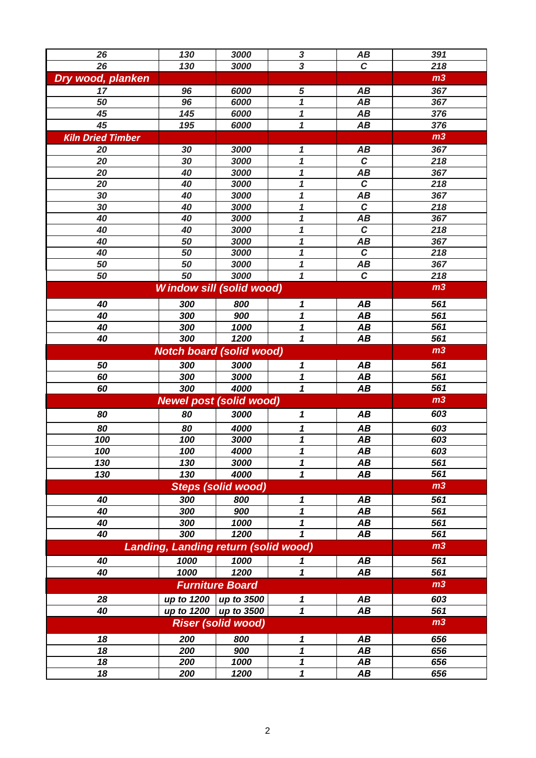| | | | | | |
|---|---|---|---|---|---|
| 26 | 130 | 3000 | 3 | AB | 391 |
| 26 | 130 | 3000 | 3 | C | 218 |
| **Dry wood, planken** | | | | | **m3** |
| 17 | 96 | 6000 | 5 | AB | 367 |
| 50 | 96 | 6000 | 1 | AB | 367 |
| 45 | 145 | 6000 | 1 | AB | 376 |
| 45 | 195 | 6000 | 1 | AB | 376 |
| **Kiln Dried Timber** | | | | | **m3** |
| 20 | 30 | 3000 | 1 | AB | 367 |
| 20 | 30 | 3000 | 1 | C | 218 |
| 20 | 40 | 3000 | 1 | AB | 367 |
| 20 | 40 | 3000 | 1 | C | 218 |
| 30 | 40 | 3000 | 1 | AB | 367 |
| 30 | 40 | 3000 | 1 | C | 218 |
| 40 | 40 | 3000 | 1 | AB | 367 |
| 40 | 40 | 3000 | 1 | C | 218 |
| 40 | 50 | 3000 | 1 | AB | 367 |
| 40 | 50 | 3000 | 1 | C | 218 |
| 50 | 50 | 3000 | 1 | AB | 367 |
| 50 | 50 | 3000 | 1 | C | 218 |
| **Window sill (solid wood)** | | | | | **m3** |
| 40 | 300 | 800 | 1 | AB | 561 |
| 40 | 300 | 900 | 1 | AB | 561 |
| 40 | 300 | 1000 | 1 | AB | 561 |
| 40 | 300 | 1200 | 1 | AB | 561 |
| **Notch board (solid wood)** | | | | | **m3** |
| 50 | 300 | 3000 | 1 | AB | 561 |
| 60 | 300 | 3000 | 1 | AB | 561 |
| 60 | 300 | 4000 | 1 | AB | 561 |
| **Newel post (solid wood)** | | | | | **m3** |
| 80 | 80 | 3000 | 1 | AB | 603 |
| 80 | 80 | 4000 | 1 | AB | 603 |
| 100 | 100 | 3000 | 1 | AB | 603 |
| 100 | 100 | 4000 | 1 | AB | 603 |
| 130 | 130 | 3000 | 1 | AB | 561 |
| 130 | 130 | 4000 | 1 | AB | 561 |
| **Steps (solid wood)** | | | | | **m3** |
| 40 | 300 | 800 | 1 | AB | 561 |
| 40 | 300 | 900 | 1 | AB | 561 |
| 40 | 300 | 1000 | 1 | AB | 561 |
| 40 | 300 | 1200 | 1 | AB | 561 |
| **Landing, Landing return (solid wood)** | | | | | **m3** |
| 40 | 1000 | 1000 | 1 | AB | 561 |
| 40 | 1000 | 1200 | 1 | AB | 561 |
| **Furniture Board** | | | | | **m3** |
| 28 | up to 1200 | up to 3500 | 1 | AB | 603 |
| 40 | up to 1200 | up to 3500 | 1 | AB | 561 |
| **Riser (solid wood)** | | | | | **m3** |
| 18 | 200 | 800 | 1 | AB | 656 |
| 18 | 200 | 900 | 1 | AB | 656 |
| 18 | 200 | 1000 | 1 | AB | 656 |
| 18 | 200 | 1200 | 1 | AB | 656 |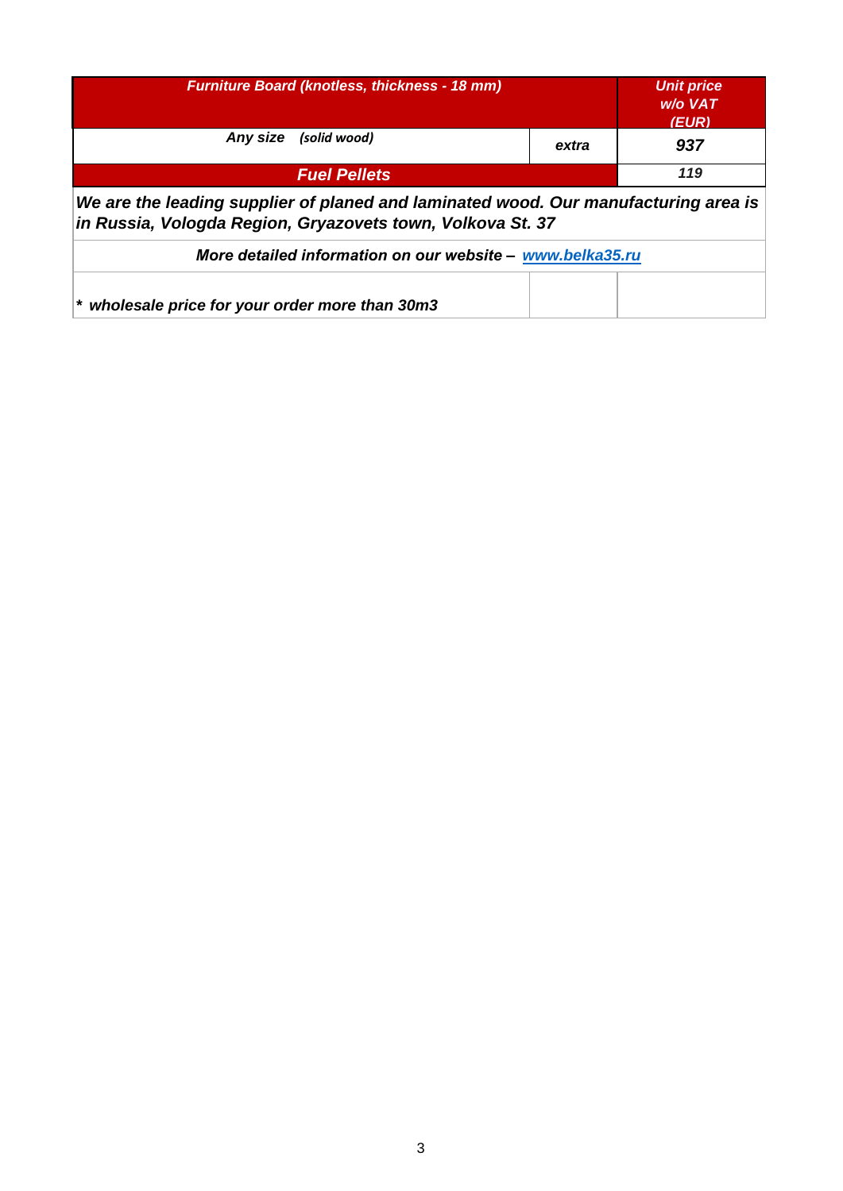| *Furniture Board (knotless, thickness - 18 mm)* | | *Unit price w/o VAT (EUR)* |
|---|---|---|
| *Any size (solid wood)* | *extra* | *937* |
| ***Fuel Pellets*** | | *119* |

***We are the leading supplier of planed and laminated wood. Our manufacturing area is in Russia, Vologda Region, Gryazovets town, Volkova St. 37***

***More detailed information on our website – [www.belka35.ru](http://www.belka35.ru)***

***\* wholesale price for your order more than 30m3***